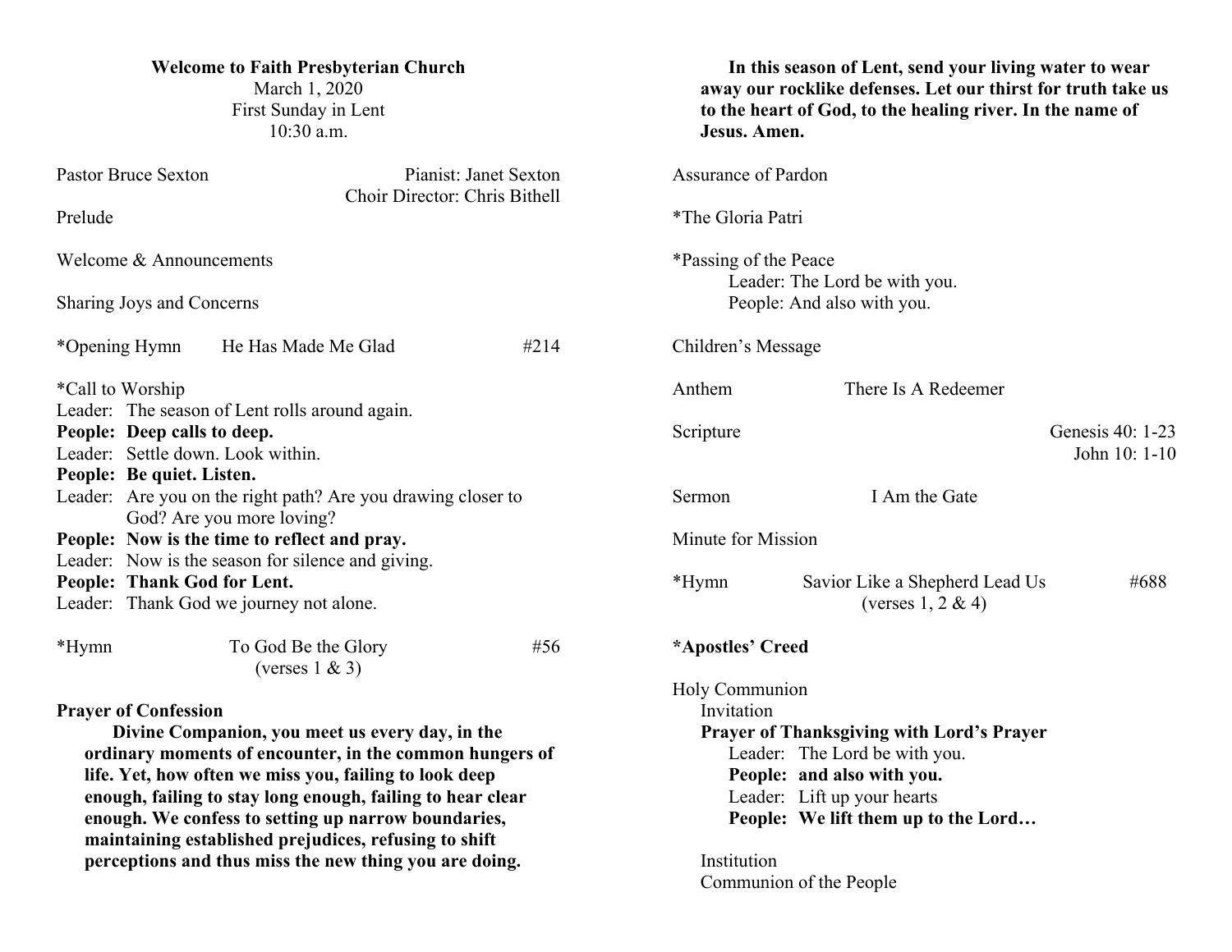**Welcome to Faith Presbyterian Church**

March 1, 2020

First Sunday in Lent

10:30 a.m.

Pastor Bruce Sexton — Pianist: Janet Sexton

Choir Director: Chris Bithell

Prelude

Welcome & Announcements

Sharing Joys and Concerns

*Opening Hymn — He Has Made Me Glad — #214

*Call to Worship

Leader: The season of Lent rolls around again.

**People: Deep calls to deep.**

Leader: Settle down. Look within.

**People: Be quiet. Listen.**

Leader: Are you on the right path? Are you drawing closer to God? Are you more loving?

**People: Now is the time to reflect and pray.**

Leader: Now is the season for silence and giving.

**People: Thank God for Lent.**

Leader: Thank God we journey not alone.

*Hymn — To God Be the Glory — #56
(verses 1 & 3)

**Prayer of Confession**

**Divine Companion, you meet us every day, in the ordinary moments of encounter, in the common hungers of life. Yet, how often we miss you, failing to look deep enough, failing to stay long enough, failing to hear clear enough. We confess to setting up narrow boundaries, maintaining established prejudices, refusing to shift perceptions and thus miss the new thing you are doing.**

**In this season of Lent, send your living water to wear away our rocklike defenses. Let our thirst for truth take us to the heart of God, to the healing river. In the name of Jesus. Amen.**

Assurance of Pardon

*The Gloria Patri

*Passing of the Peace

Leader: The Lord be with you.

People: And also with you.

Children's Message

Anthem — There Is A Redeemer

Scripture — Genesis 40: 1-23; John 10: 1-10

Sermon — I Am the Gate

Minute for Mission

*Hymn — Savior Like a Shepherd Lead Us — #688
(verses 1, 2 & 4)

**\*Apostles' Creed**

Holy Communion

Invitation

**Prayer of Thanksgiving with Lord's Prayer**

Leader: The Lord be with you.

**People: and also with you.**

Leader: Lift up your hearts

**People: We lift them up to the Lord…**

Institution

Communion of the People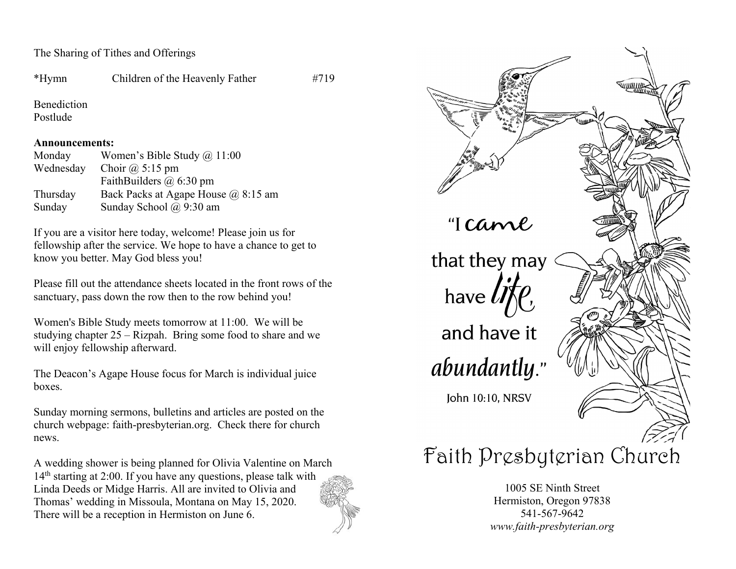The Sharing of Tithes and Offerings

*Hymn Children of the Heavenly Father #719

Benediction
Postlude

**Announcements:**

| | |
|---|---|
| Monday | Women's Bible Study @ 11:00 |
| Wednesday | Choir @ 5:15 pm |
| | FaithBuilders @ 6:30 pm |
| Thursday | Back Packs at Agape House @ 8:15 am |
| Sunday | Sunday School @ 9:30 am |

If you are a visitor here today, welcome! Please join us for fellowship after the service. We hope to have a chance to get to know you better. May God bless you!

Please fill out the attendance sheets located in the front rows of the sanctuary, pass down the row then to the row behind you!

Women's Bible Study meets tomorrow at 11:00. We will be studying chapter 25 – Rizpah. Bring some food to share and we will enjoy fellowship afterward.

The Deacon's Agape House focus for March is individual juice boxes.

Sunday morning sermons, bulletins and articles are posted on the church webpage: faith-presbyterian.org. Check there for church news.

A wedding shower is being planned for Olivia Valentine on March 14th starting at 2:00. If you have any questions, please talk with Linda Deeds or Midge Harris. All are invited to Olivia and Thomas' wedding in Missoula, Montana on May 15, 2020. There will be a reception in Hermiston on June 6.

"I came that they may have life, and have it abundantly."

John 10:10, NRSV

# Faith Presbyterian Church

1005 SE Ninth Street
Hermiston, Oregon 97838
541-567-9642
*www.faith-presbyterian.org*